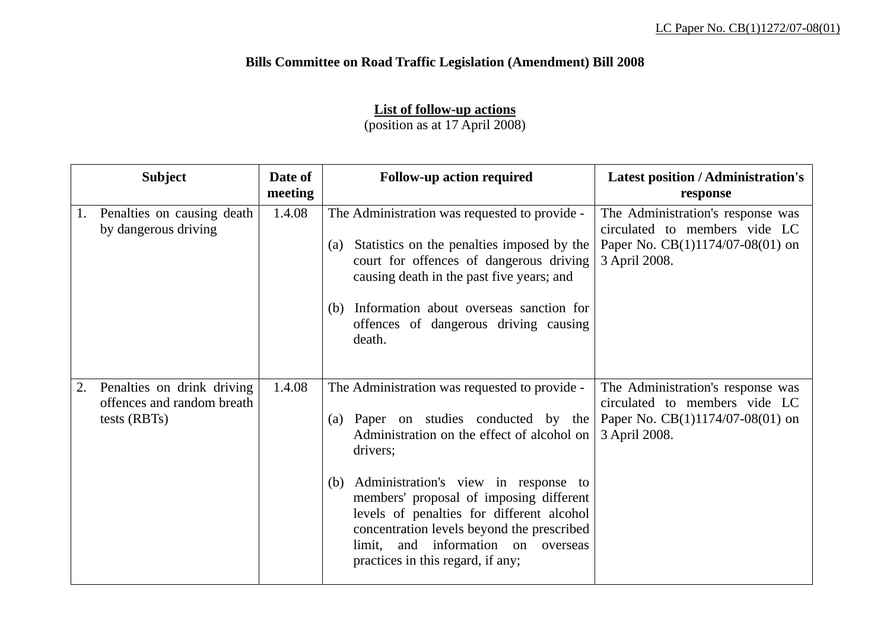LC Paper No. CB(1)1272/07-08(01)

**Bills Committee on Road Traffic Legislation (Amendment) Bill 2008**

**List of follow-up actions**
(position as at 17 April 2008)

| Subject | Date of meeting | Follow-up action required | Latest position / Administration's response |
|---|---|---|---|
| 1. Penalties on causing death by dangerous driving | 1.4.08 | The Administration was requested to provide -<br><br>(a) Statistics on the penalties imposed by the court for offences of dangerous driving causing death in the past five years; and<br><br>(b) Information about overseas sanction for offences of dangerous driving causing death. | The Administration's response was circulated to members vide LC Paper No. CB(1)1174/07-08(01) on 3 April 2008. |
| 2. Penalties on drink driving offences and random breath tests (RBTs) | 1.4.08 | The Administration was requested to provide -<br><br>(a) Paper on studies conducted by the Administration on the effect of alcohol on drivers;<br><br>(b) Administration's view in response to members' proposal of imposing different levels of penalties for different alcohol concentration levels beyond the prescribed limit, and information on overseas practices in this regard, if any; | The Administration's response was circulated to members vide LC Paper No. CB(1)1174/07-08(01) on 3 April 2008. |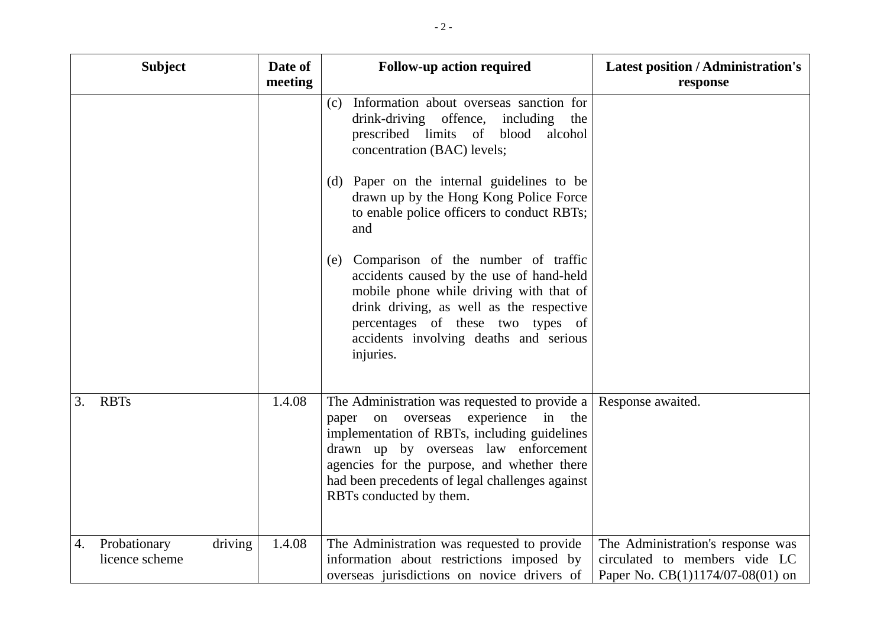| Subject | Date of meeting | Follow-up action required | Latest position / Administration's response |
|---|---|---|---|
| | | (c) Information about overseas sanction for drink-driving offence, including the prescribed limits of blood alcohol concentration (BAC) levels;<br><br>(d) Paper on the internal guidelines to be drawn up by the Hong Kong Police Force to enable police officers to conduct RBTs; and<br><br>(e) Comparison of the number of traffic accidents caused by the use of hand-held mobile phone while driving with that of drink driving, as well as the respective percentages of these two types of accidents involving deaths and serious injuries. | |
| 3. RBTs | 1.4.08 | The Administration was requested to provide a paper on overseas experience in the implementation of RBTs, including guidelines drawn up by overseas law enforcement agencies for the purpose, and whether there had been precedents of legal challenges against RBTs conducted by them. | Response awaited. |
| 4. Probationary driving licence scheme | 1.4.08 | The Administration was requested to provide information about restrictions imposed by overseas jurisdictions on novice drivers of | The Administration's response was circulated to members vide LC Paper No. CB(1)1174/07-08(01) on |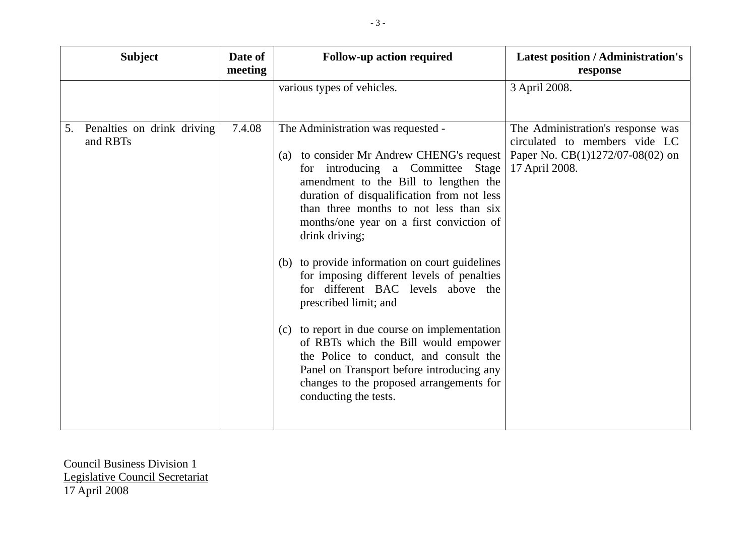| Subject | Date of meeting | Follow-up action required | Latest position / Administration's response |
|---|---|---|---|
| | | various types of vehicles. | 3 April 2008. |
| 5. Penalties on drink driving and RBTs | 7.4.08 | The Administration was requested -<br><br>(a) to consider Mr Andrew CHENG's request for introducing a Committee Stage amendment to the Bill to lengthen the duration of disqualification from not less than three months to not less than six months/one year on a first conviction of drink driving;<br><br>(b) to provide information on court guidelines for imposing different levels of penalties for different BAC levels above the prescribed limit; and<br><br>(c) to report in due course on implementation of RBTs which the Bill would empower the Police to conduct, and consult the Panel on Transport before introducing any changes to the proposed arrangements for conducting the tests. | The Administration's response was circulated to members vide LC Paper No. CB(1)1272/07-08(02) on 17 April 2008. |

Council Business Division 1
Legislative Council Secretariat
17 April 2008